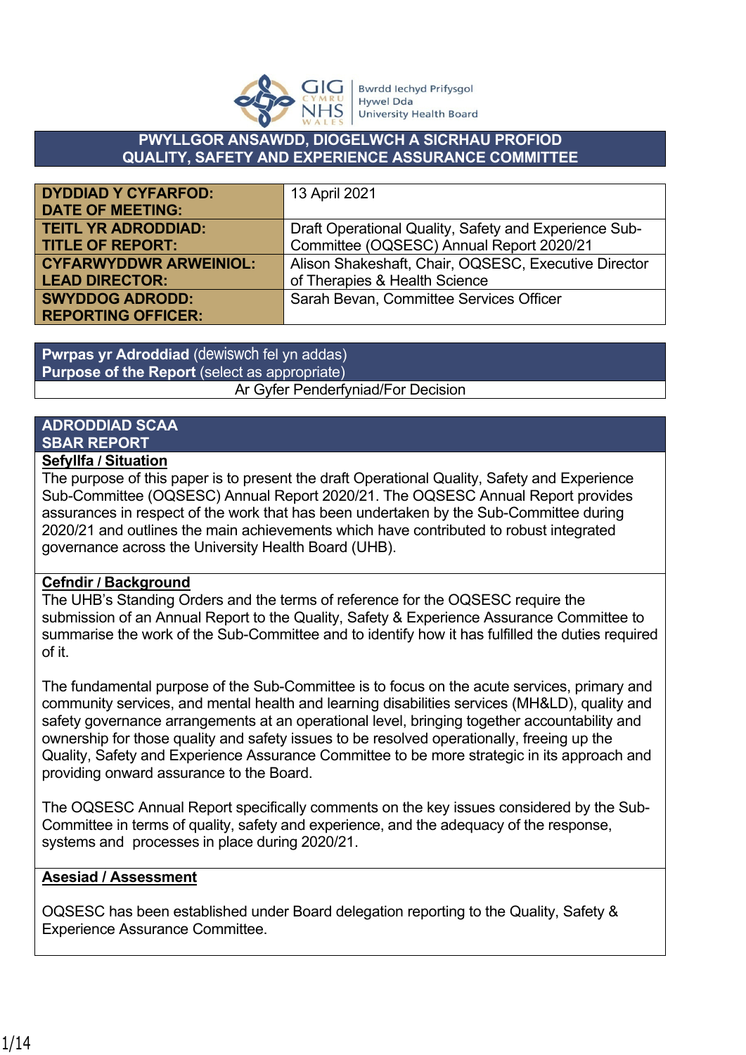Bwrdd Iechyd Prifysgol Hywel Dda University Health Board

# PWYLLGOR ANSAWDD, DIOGELWCH A SICRHAU PROFIOD
# QUALITY, SAFETY AND EXPERIENCE ASSURANCE COMMITTEE

| | |
|---|---|
| **DYDDIAD Y CYFARFOD: DATE OF MEETING:** | 13 April 2021 |
| **TEITL YR ADRODDIAD: TITLE OF REPORT:** | Draft Operational Quality, Safety and Experience Sub-Committee (OQSESC) Annual Report 2020/21 |
| **CYFARWYDDWR ARWEINIOL: LEAD DIRECTOR:** | Alison Shakeshaft, Chair, OQSESC, Executive Director of Therapies & Health Science |
| **SWYDDOG ADRODD: REPORTING OFFICER:** | Sarah Bevan, Committee Services Officer |

| **Pwrpas yr Adroddiad** (dewiswch fel yn addas) **Purpose of the Report** (select as appropriate) |
|---|
| Ar Gyfer Penderfyniad/For Decision |

## ADRODDIAD SCAA
## SBAR REPORT

**Sefyllfa / Situation**

The purpose of this paper is to present the draft Operational Quality, Safety and Experience Sub-Committee (OQSESC) Annual Report 2020/21. The OQSESC Annual Report provides assurances in respect of the work that has been undertaken by the Sub-Committee during 2020/21 and outlines the main achievements which have contributed to robust integrated governance across the University Health Board (UHB).

**Cefndir / Background**

The UHB's Standing Orders and the terms of reference for the OQSESC require the submission of an Annual Report to the Quality, Safety & Experience Assurance Committee to summarise the work of the Sub-Committee and to identify how it has fulfilled the duties required of it.

The fundamental purpose of the Sub-Committee is to focus on the acute services, primary and community services, and mental health and learning disabilities services (MH&LD), quality and safety governance arrangements at an operational level, bringing together accountability and ownership for those quality and safety issues to be resolved operationally, freeing up the Quality, Safety and Experience Assurance Committee to be more strategic in its approach and providing onward assurance to the Board.

The OQSESC Annual Report specifically comments on the key issues considered by the Sub-Committee in terms of quality, safety and experience, and the adequacy of the response, systems and processes in place during 2020/21.

**Asesiad / Assessment**

OQSESC has been established under Board delegation reporting to the Quality, Safety & Experience Assurance Committee.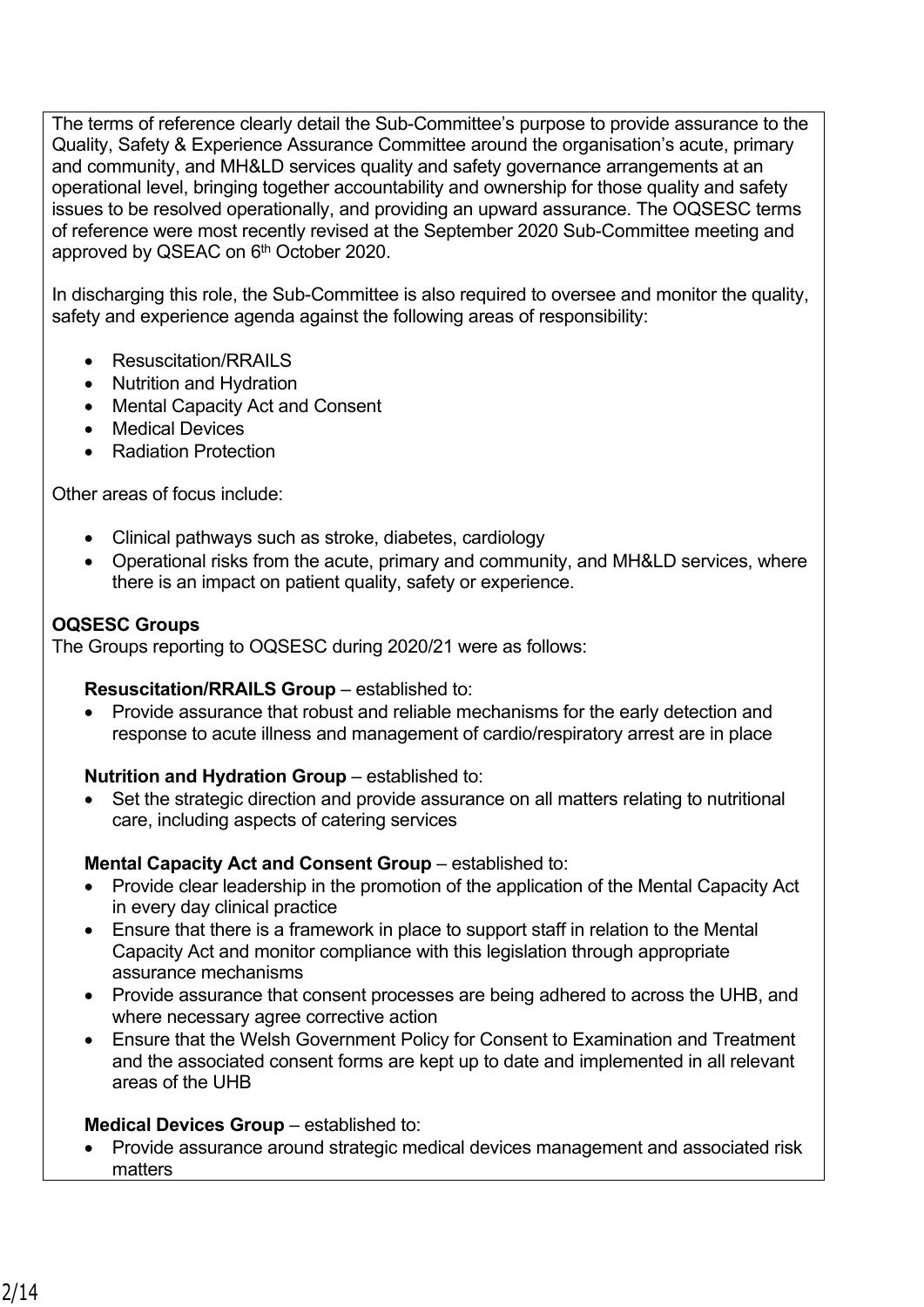The terms of reference clearly detail the Sub-Committee's purpose to provide assurance to the Quality, Safety & Experience Assurance Committee around the organisation's acute, primary and community, and MH&LD services quality and safety governance arrangements at an operational level, bringing together accountability and ownership for those quality and safety issues to be resolved operationally, and providing an upward assurance. The OQSESC terms of reference were most recently revised at the September 2020 Sub-Committee meeting and approved by QSEAC on 6th October 2020.

In discharging this role, the Sub-Committee is also required to oversee and monitor the quality, safety and experience agenda against the following areas of responsibility:

- Resuscitation/RRAILS
- Nutrition and Hydration
- Mental Capacity Act and Consent
- Medical Devices
- Radiation Protection

Other areas of focus include:

- Clinical pathways such as stroke, diabetes, cardiology
- Operational risks from the acute, primary and community, and MH&LD services, where there is an impact on patient quality, safety or experience.

**OQSESC Groups**
The Groups reporting to OQSESC during 2020/21 were as follows:

**Resuscitation/RRAILS Group** – established to:
- Provide assurance that robust and reliable mechanisms for the early detection and response to acute illness and management of cardio/respiratory arrest are in place

**Nutrition and Hydration Group** – established to:
- Set the strategic direction and provide assurance on all matters relating to nutritional care, including aspects of catering services

**Mental Capacity Act and Consent Group** – established to:
- Provide clear leadership in the promotion of the application of the Mental Capacity Act in every day clinical practice
- Ensure that there is a framework in place to support staff in relation to the Mental Capacity Act and monitor compliance with this legislation through appropriate assurance mechanisms
- Provide assurance that consent processes are being adhered to across the UHB, and where necessary agree corrective action
- Ensure that the Welsh Government Policy for Consent to Examination and Treatment and the associated consent forms are kept up to date and implemented in all relevant areas of the UHB

**Medical Devices Group** – established to:
- Provide assurance around strategic medical devices management and associated risk matters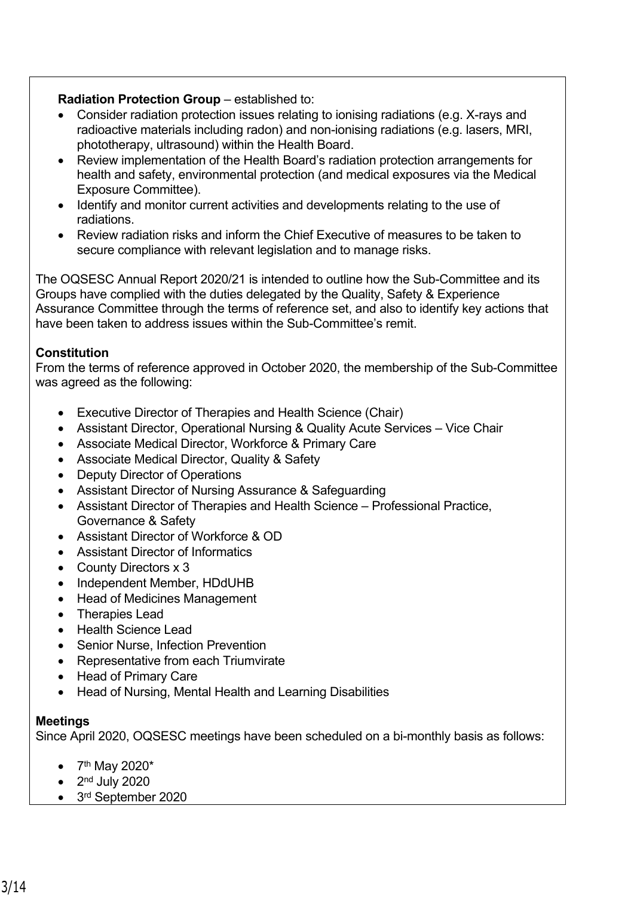**Radiation Protection Group** – established to:

- Consider radiation protection issues relating to ionising radiations (e.g. X-rays and radioactive materials including radon) and non-ionising radiations (e.g. lasers, MRI, phototherapy, ultrasound) within the Health Board.
- Review implementation of the Health Board's radiation protection arrangements for health and safety, environmental protection (and medical exposures via the Medical Exposure Committee).
- Identify and monitor current activities and developments relating to the use of radiations.
- Review radiation risks and inform the Chief Executive of measures to be taken to secure compliance with relevant legislation and to manage risks.

The OQSESC Annual Report 2020/21 is intended to outline how the Sub-Committee and its Groups have complied with the duties delegated by the Quality, Safety & Experience Assurance Committee through the terms of reference set, and also to identify key actions that have been taken to address issues within the Sub-Committee's remit.

**Constitution**

From the terms of reference approved in October 2020, the membership of the Sub-Committee was agreed as the following:

- Executive Director of Therapies and Health Science (Chair)
- Assistant Director, Operational Nursing & Quality Acute Services – Vice Chair
- Associate Medical Director, Workforce & Primary Care
- Associate Medical Director, Quality & Safety
- Deputy Director of Operations
- Assistant Director of Nursing Assurance & Safeguarding
- Assistant Director of Therapies and Health Science – Professional Practice, Governance & Safety
- Assistant Director of Workforce & OD
- Assistant Director of Informatics
- County Directors x 3
- Independent Member, HDdUHB
- Head of Medicines Management
- Therapies Lead
- Health Science Lead
- Senior Nurse, Infection Prevention
- Representative from each Triumvirate
- Head of Primary Care
- Head of Nursing, Mental Health and Learning Disabilities

**Meetings**

Since April 2020, OQSESC meetings have been scheduled on a bi-monthly basis as follows:

- 7th May 2020*
- 2nd July 2020
- 3rd September 2020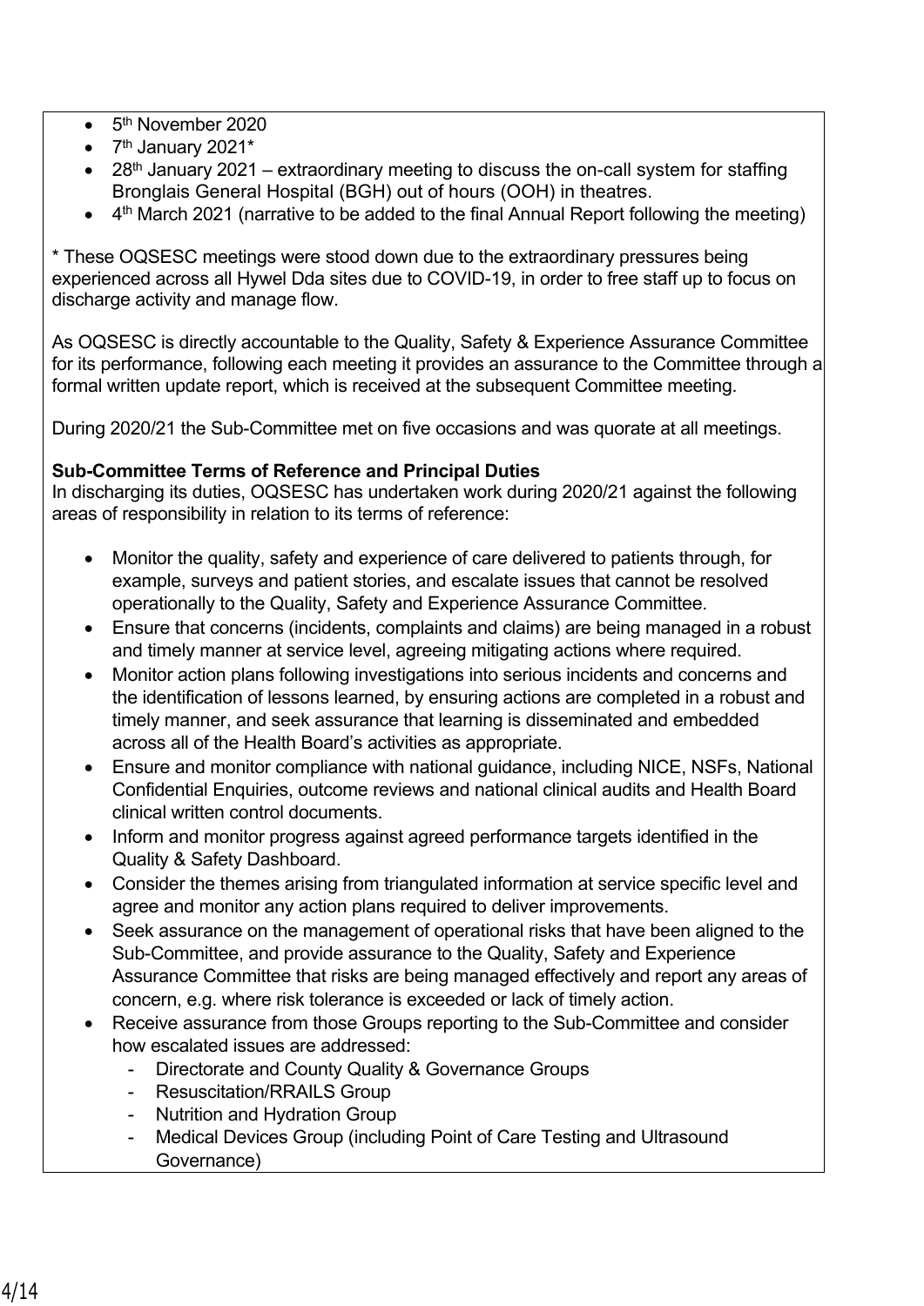- 5th November 2020
- 7th January 2021*
- 28th January 2021 – extraordinary meeting to discuss the on-call system for staffing Bronglais General Hospital (BGH) out of hours (OOH) in theatres.
- 4th March 2021 (narrative to be added to the final Annual Report following the meeting)

* These OQSESC meetings were stood down due to the extraordinary pressures being experienced across all Hywel Dda sites due to COVID-19, in order to free staff up to focus on discharge activity and manage flow.

As OQSESC is directly accountable to the Quality, Safety & Experience Assurance Committee for its performance, following each meeting it provides an assurance to the Committee through a formal written update report, which is received at the subsequent Committee meeting.

During 2020/21 the Sub-Committee met on five occasions and was quorate at all meetings.

**Sub-Committee Terms of Reference and Principal Duties**
In discharging its duties, OQSESC has undertaken work during 2020/21 against the following areas of responsibility in relation to its terms of reference:

- Monitor the quality, safety and experience of care delivered to patients through, for example, surveys and patient stories, and escalate issues that cannot be resolved operationally to the Quality, Safety and Experience Assurance Committee.
- Ensure that concerns (incidents, complaints and claims) are being managed in a robust and timely manner at service level, agreeing mitigating actions where required.
- Monitor action plans following investigations into serious incidents and concerns and the identification of lessons learned, by ensuring actions are completed in a robust and timely manner, and seek assurance that learning is disseminated and embedded across all of the Health Board's activities as appropriate.
- Ensure and monitor compliance with national guidance, including NICE, NSFs, National Confidential Enquiries, outcome reviews and national clinical audits and Health Board clinical written control documents.
- Inform and monitor progress against agreed performance targets identified in the Quality & Safety Dashboard.
- Consider the themes arising from triangulated information at service specific level and agree and monitor any action plans required to deliver improvements.
- Seek assurance on the management of operational risks that have been aligned to the Sub-Committee, and provide assurance to the Quality, Safety and Experience Assurance Committee that risks are being managed effectively and report any areas of concern, e.g. where risk tolerance is exceeded or lack of timely action.
- Receive assurance from those Groups reporting to the Sub-Committee and consider how escalated issues are addressed:
  - Directorate and County Quality & Governance Groups
  - Resuscitation/RRAILS Group
  - Nutrition and Hydration Group
  - Medical Devices Group (including Point of Care Testing and Ultrasound Governance)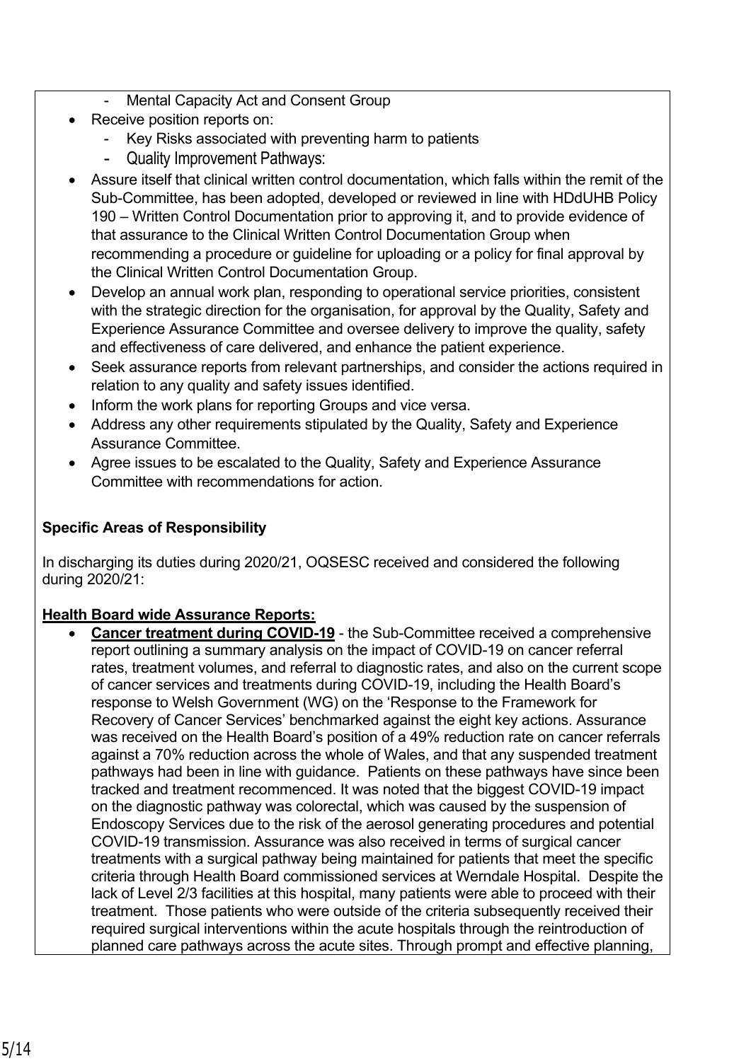- Mental Capacity Act and Consent Group
- Receive position reports on:
  - Key Risks associated with preventing harm to patients
  - Quality Improvement Pathways:
- Assure itself that clinical written control documentation, which falls within the remit of the Sub-Committee, has been adopted, developed or reviewed in line with HDdUHB Policy 190 – Written Control Documentation prior to approving it, and to provide evidence of that assurance to the Clinical Written Control Documentation Group when recommending a procedure or guideline for uploading or a policy for final approval by the Clinical Written Control Documentation Group.
- Develop an annual work plan, responding to operational service priorities, consistent with the strategic direction for the organisation, for approval by the Quality, Safety and Experience Assurance Committee and oversee delivery to improve the quality, safety and effectiveness of care delivered, and enhance the patient experience.
- Seek assurance reports from relevant partnerships, and consider the actions required in relation to any quality and safety issues identified.
- Inform the work plans for reporting Groups and vice versa.
- Address any other requirements stipulated by the Quality, Safety and Experience Assurance Committee.
- Agree issues to be escalated to the Quality, Safety and Experience Assurance Committee with recommendations for action.

**Specific Areas of Responsibility**

In discharging its duties during 2020/21, OQSESC received and considered the following during 2020/21:

**Health Board wide Assurance Reports:**

- **Cancer treatment during COVID-19** - the Sub-Committee received a comprehensive report outlining a summary analysis on the impact of COVID-19 on cancer referral rates, treatment volumes, and referral to diagnostic rates, and also on the current scope of cancer services and treatments during COVID-19, including the Health Board's response to Welsh Government (WG) on the 'Response to the Framework for Recovery of Cancer Services' benchmarked against the eight key actions. Assurance was received on the Health Board's position of a 49% reduction rate on cancer referrals against a 70% reduction across the whole of Wales, and that any suspended treatment pathways had been in line with guidance. Patients on these pathways have since been tracked and treatment recommenced. It was noted that the biggest COVID-19 impact on the diagnostic pathway was colorectal, which was caused by the suspension of Endoscopy Services due to the risk of the aerosol generating procedures and potential COVID-19 transmission. Assurance was also received in terms of surgical cancer treatments with a surgical pathway being maintained for patients that meet the specific criteria through Health Board commissioned services at Werndale Hospital. Despite the lack of Level 2/3 facilities at this hospital, many patients were able to proceed with their treatment. Those patients who were outside of the criteria subsequently received their required surgical interventions within the acute hospitals through the reintroduction of planned care pathways across the acute sites. Through prompt and effective planning,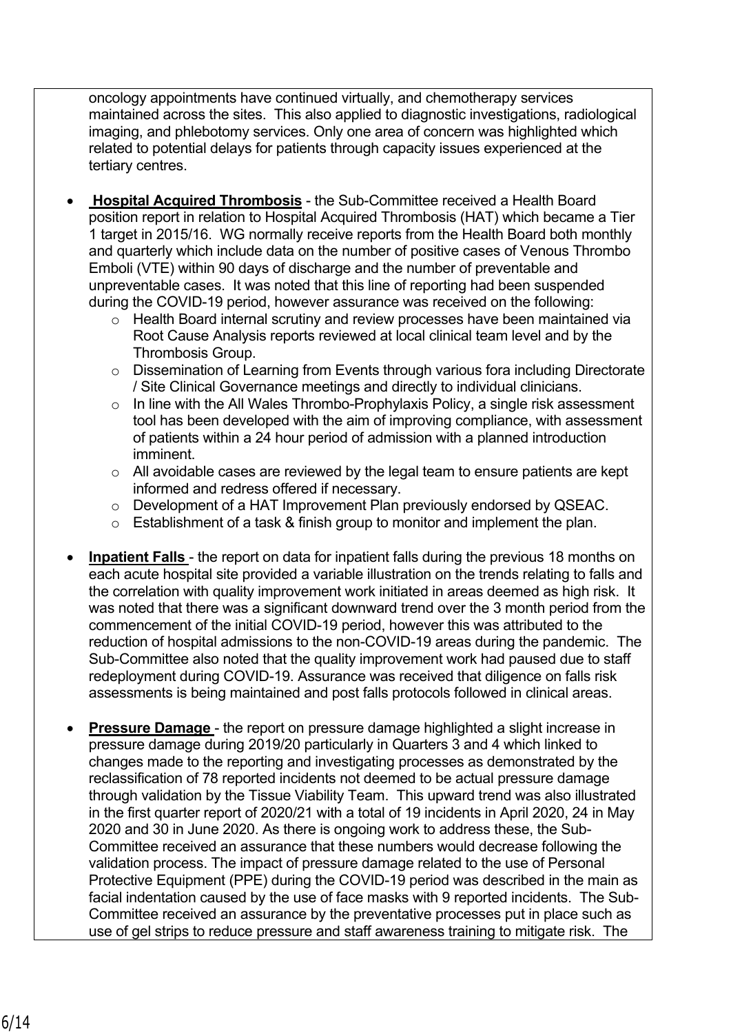oncology appointments have continued virtually, and chemotherapy services maintained across the sites. This also applied to diagnostic investigations, radiological imaging, and phlebotomy services. Only one area of concern was highlighted which related to potential delays for patients through capacity issues experienced at the tertiary centres.

- **Hospital Acquired Thrombosis** - the Sub-Committee received a Health Board position report in relation to Hospital Acquired Thrombosis (HAT) which became a Tier 1 target in 2015/16. WG normally receive reports from the Health Board both monthly and quarterly which include data on the number of positive cases of Venous Thrombo Emboli (VTE) within 90 days of discharge and the number of preventable and unpreventable cases. It was noted that this line of reporting had been suspended during the COVID-19 period, however assurance was received on the following:
  - Health Board internal scrutiny and review processes have been maintained via Root Cause Analysis reports reviewed at local clinical team level and by the Thrombosis Group.
  - Dissemination of Learning from Events through various fora including Directorate / Site Clinical Governance meetings and directly to individual clinicians.
  - In line with the All Wales Thrombo-Prophylaxis Policy, a single risk assessment tool has been developed with the aim of improving compliance, with assessment of patients within a 24 hour period of admission with a planned introduction imminent.
  - All avoidable cases are reviewed by the legal team to ensure patients are kept informed and redress offered if necessary.
  - Development of a HAT Improvement Plan previously endorsed by QSEAC.
  - Establishment of a task & finish group to monitor and implement the plan.

- **Inpatient Falls** - the report on data for inpatient falls during the previous 18 months on each acute hospital site provided a variable illustration on the trends relating to falls and the correlation with quality improvement work initiated in areas deemed as high risk. It was noted that there was a significant downward trend over the 3 month period from the commencement of the initial COVID-19 period, however this was attributed to the reduction of hospital admissions to the non-COVID-19 areas during the pandemic. The Sub-Committee also noted that the quality improvement work had paused due to staff redeployment during COVID-19. Assurance was received that diligence on falls risk assessments is being maintained and post falls protocols followed in clinical areas.

- **Pressure Damage** - the report on pressure damage highlighted a slight increase in pressure damage during 2019/20 particularly in Quarters 3 and 4 which linked to changes made to the reporting and investigating processes as demonstrated by the reclassification of 78 reported incidents not deemed to be actual pressure damage through validation by the Tissue Viability Team. This upward trend was also illustrated in the first quarter report of 2020/21 with a total of 19 incidents in April 2020, 24 in May 2020 and 30 in June 2020. As there is ongoing work to address these, the Sub-Committee received an assurance that these numbers would decrease following the validation process. The impact of pressure damage related to the use of Personal Protective Equipment (PPE) during the COVID-19 period was described in the main as facial indentation caused by the use of face masks with 9 reported incidents. The Sub-Committee received an assurance by the preventative processes put in place such as use of gel strips to reduce pressure and staff awareness training to mitigate risk. The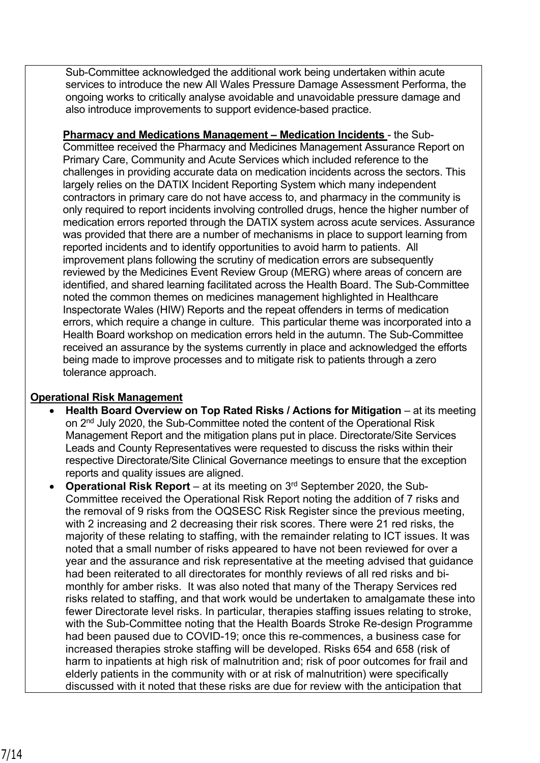Sub-Committee acknowledged the additional work being undertaken within acute services to introduce the new All Wales Pressure Damage Assessment Performa, the ongoing works to critically analyse avoidable and unavoidable pressure damage and also introduce improvements to support evidence-based practice.

**Pharmacy and Medications Management – Medication Incidents** - the Sub-Committee received the Pharmacy and Medicines Management Assurance Report on Primary Care, Community and Acute Services which included reference to the challenges in providing accurate data on medication incidents across the sectors. This largely relies on the DATIX Incident Reporting System which many independent contractors in primary care do not have access to, and pharmacy in the community is only required to report incidents involving controlled drugs, hence the higher number of medication errors reported through the DATIX system across acute services. Assurance was provided that there are a number of mechanisms in place to support learning from reported incidents and to identify opportunities to avoid harm to patients. All improvement plans following the scrutiny of medication errors are subsequently reviewed by the Medicines Event Review Group (MERG) where areas of concern are identified, and shared learning facilitated across the Health Board. The Sub-Committee noted the common themes on medicines management highlighted in Healthcare Inspectorate Wales (HIW) Reports and the repeat offenders in terms of medication errors, which require a change in culture. This particular theme was incorporated into a Health Board workshop on medication errors held in the autumn. The Sub-Committee received an assurance by the systems currently in place and acknowledged the efforts being made to improve processes and to mitigate risk to patients through a zero tolerance approach.

**Operational Risk Management**

- **Health Board Overview on Top Rated Risks / Actions for Mitigation** – at its meeting on 2nd July 2020, the Sub-Committee noted the content of the Operational Risk Management Report and the mitigation plans put in place. Directorate/Site Services Leads and County Representatives were requested to discuss the risks within their respective Directorate/Site Clinical Governance meetings to ensure that the exception reports and quality issues are aligned.
- **Operational Risk Report** – at its meeting on 3rd September 2020, the Sub-Committee received the Operational Risk Report noting the addition of 7 risks and the removal of 9 risks from the OQSESC Risk Register since the previous meeting, with 2 increasing and 2 decreasing their risk scores. There were 21 red risks, the majority of these relating to staffing, with the remainder relating to ICT issues. It was noted that a small number of risks appeared to have not been reviewed for over a year and the assurance and risk representative at the meeting advised that guidance had been reiterated to all directorates for monthly reviews of all red risks and bi-monthly for amber risks. It was also noted that many of the Therapy Services red risks related to staffing, and that work would be undertaken to amalgamate these into fewer Directorate level risks. In particular, therapies staffing issues relating to stroke, with the Sub-Committee noting that the Health Boards Stroke Re-design Programme had been paused due to COVID-19; once this re-commences, a business case for increased therapies stroke staffing will be developed. Risks 654 and 658 (risk of harm to inpatients at high risk of malnutrition and; risk of poor outcomes for frail and elderly patients in the community with or at risk of malnutrition) were specifically discussed with it noted that these risks are due for review with the anticipation that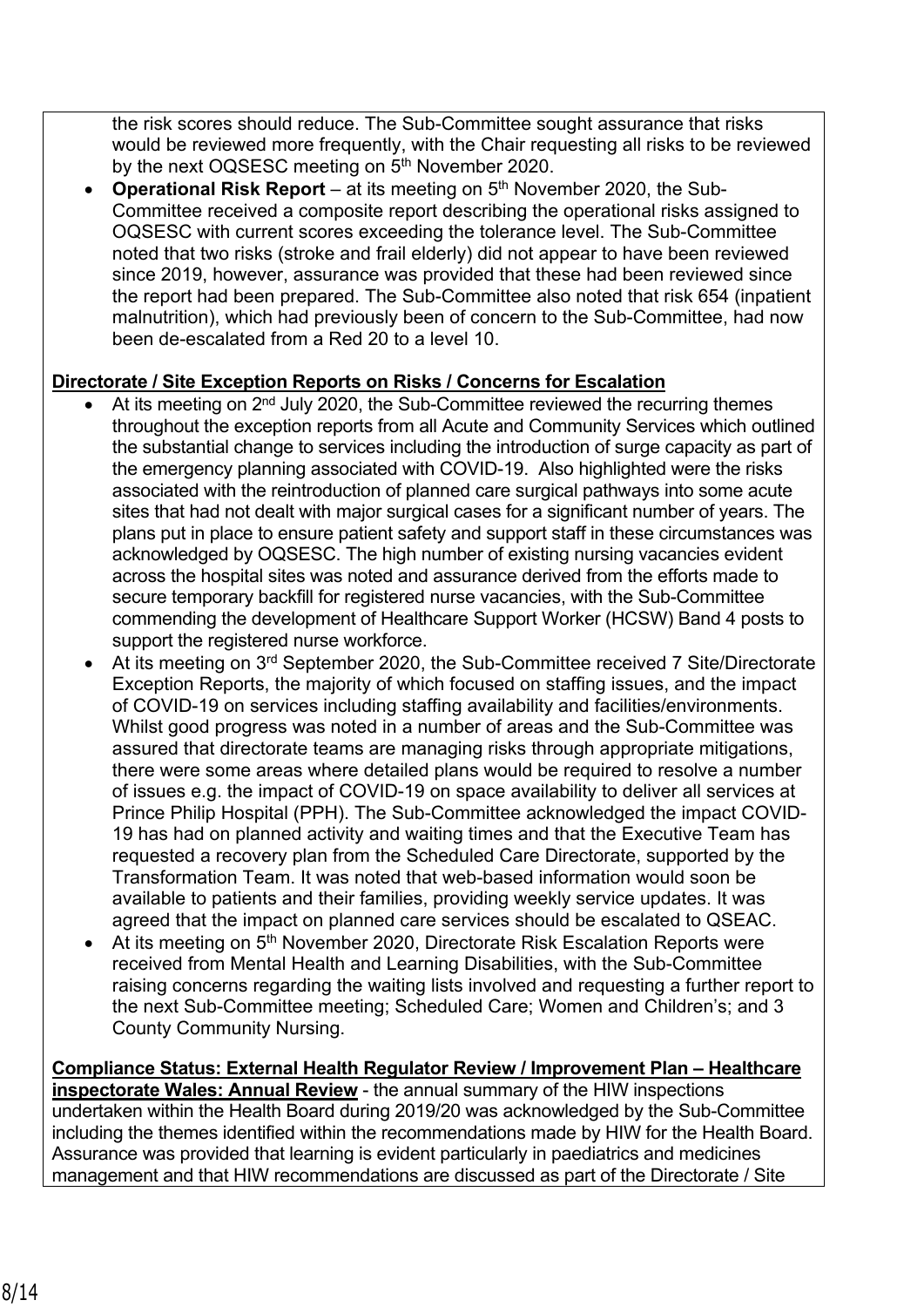the risk scores should reduce. The Sub-Committee sought assurance that risks would be reviewed more frequently, with the Chair requesting all risks to be reviewed by the next OQSESC meeting on 5th November 2020.

- **Operational Risk Report** – at its meeting on 5th November 2020, the Sub-Committee received a composite report describing the operational risks assigned to OQSESC with current scores exceeding the tolerance level. The Sub-Committee noted that two risks (stroke and frail elderly) did not appear to have been reviewed since 2019, however, assurance was provided that these had been reviewed since the report had been prepared. The Sub-Committee also noted that risk 654 (inpatient malnutrition), which had previously been of concern to the Sub-Committee, had now been de-escalated from a Red 20 to a level 10.

**Directorate / Site Exception Reports on Risks / Concerns for Escalation**

- At its meeting on 2nd July 2020, the Sub-Committee reviewed the recurring themes throughout the exception reports from all Acute and Community Services which outlined the substantial change to services including the introduction of surge capacity as part of the emergency planning associated with COVID-19. Also highlighted were the risks associated with the reintroduction of planned care surgical pathways into some acute sites that had not dealt with major surgical cases for a significant number of years. The plans put in place to ensure patient safety and support staff in these circumstances was acknowledged by OQSESC. The high number of existing nursing vacancies evident across the hospital sites was noted and assurance derived from the efforts made to secure temporary backfill for registered nurse vacancies, with the Sub-Committee commending the development of Healthcare Support Worker (HCSW) Band 4 posts to support the registered nurse workforce.
- At its meeting on 3rd September 2020, the Sub-Committee received 7 Site/Directorate Exception Reports, the majority of which focused on staffing issues, and the impact of COVID-19 on services including staffing availability and facilities/environments. Whilst good progress was noted in a number of areas and the Sub-Committee was assured that directorate teams are managing risks through appropriate mitigations, there were some areas where detailed plans would be required to resolve a number of issues e.g. the impact of COVID-19 on space availability to deliver all services at Prince Philip Hospital (PPH). The Sub-Committee acknowledged the impact COVID-19 has had on planned activity and waiting times and that the Executive Team has requested a recovery plan from the Scheduled Care Directorate, supported by the Transformation Team. It was noted that web-based information would soon be available to patients and their families, providing weekly service updates. It was agreed that the impact on planned care services should be escalated to QSEAC.
- At its meeting on 5th November 2020, Directorate Risk Escalation Reports were received from Mental Health and Learning Disabilities, with the Sub-Committee raising concerns regarding the waiting lists involved and requesting a further report to the next Sub-Committee meeting; Scheduled Care; Women and Children's; and 3 County Community Nursing.

**Compliance Status: External Health Regulator Review / Improvement Plan – Healthcare inspectorate Wales: Annual Review** - the annual summary of the HIW inspections undertaken within the Health Board during 2019/20 was acknowledged by the Sub-Committee including the themes identified within the recommendations made by HIW for the Health Board. Assurance was provided that learning is evident particularly in paediatrics and medicines management and that HIW recommendations are discussed as part of the Directorate / Site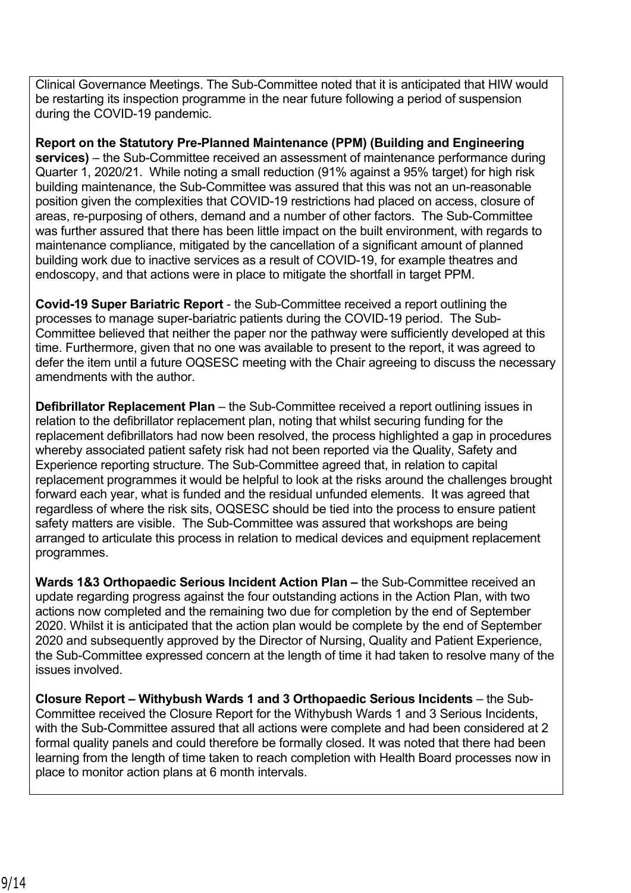Clinical Governance Meetings. The Sub-Committee noted that it is anticipated that HIW would be restarting its inspection programme in the near future following a period of suspension during the COVID-19 pandemic.

**Report on the Statutory Pre-Planned Maintenance (PPM) (Building and Engineering services)** – the Sub-Committee received an assessment of maintenance performance during Quarter 1, 2020/21. While noting a small reduction (91% against a 95% target) for high risk building maintenance, the Sub-Committee was assured that this was not an un-reasonable position given the complexities that COVID-19 restrictions had placed on access, closure of areas, re-purposing of others, demand and a number of other factors. The Sub-Committee was further assured that there has been little impact on the built environment, with regards to maintenance compliance, mitigated by the cancellation of a significant amount of planned building work due to inactive services as a result of COVID-19, for example theatres and endoscopy, and that actions were in place to mitigate the shortfall in target PPM.

**Covid-19 Super Bariatric Report** - the Sub-Committee received a report outlining the processes to manage super-bariatric patients during the COVID-19 period. The Sub-Committee believed that neither the paper nor the pathway were sufficiently developed at this time. Furthermore, given that no one was available to present to the report, it was agreed to defer the item until a future OQSESC meeting with the Chair agreeing to discuss the necessary amendments with the author.

**Defibrillator Replacement Plan** – the Sub-Committee received a report outlining issues in relation to the defibrillator replacement plan, noting that whilst securing funding for the replacement defibrillators had now been resolved, the process highlighted a gap in procedures whereby associated patient safety risk had not been reported via the Quality, Safety and Experience reporting structure. The Sub-Committee agreed that, in relation to capital replacement programmes it would be helpful to look at the risks around the challenges brought forward each year, what is funded and the residual unfunded elements. It was agreed that regardless of where the risk sits, OQSESC should be tied into the process to ensure patient safety matters are visible. The Sub-Committee was assured that workshops are being arranged to articulate this process in relation to medical devices and equipment replacement programmes.

**Wards 1&3 Orthopaedic Serious Incident Action Plan –** the Sub-Committee received an update regarding progress against the four outstanding actions in the Action Plan, with two actions now completed and the remaining two due for completion by the end of September 2020. Whilst it is anticipated that the action plan would be complete by the end of September 2020 and subsequently approved by the Director of Nursing, Quality and Patient Experience, the Sub-Committee expressed concern at the length of time it had taken to resolve many of the issues involved.

**Closure Report – Withybush Wards 1 and 3 Orthopaedic Serious Incidents** – the Sub-Committee received the Closure Report for the Withybush Wards 1 and 3 Serious Incidents, with the Sub-Committee assured that all actions were complete and had been considered at 2 formal quality panels and could therefore be formally closed. It was noted that there had been learning from the length of time taken to reach completion with Health Board processes now in place to monitor action plans at 6 month intervals.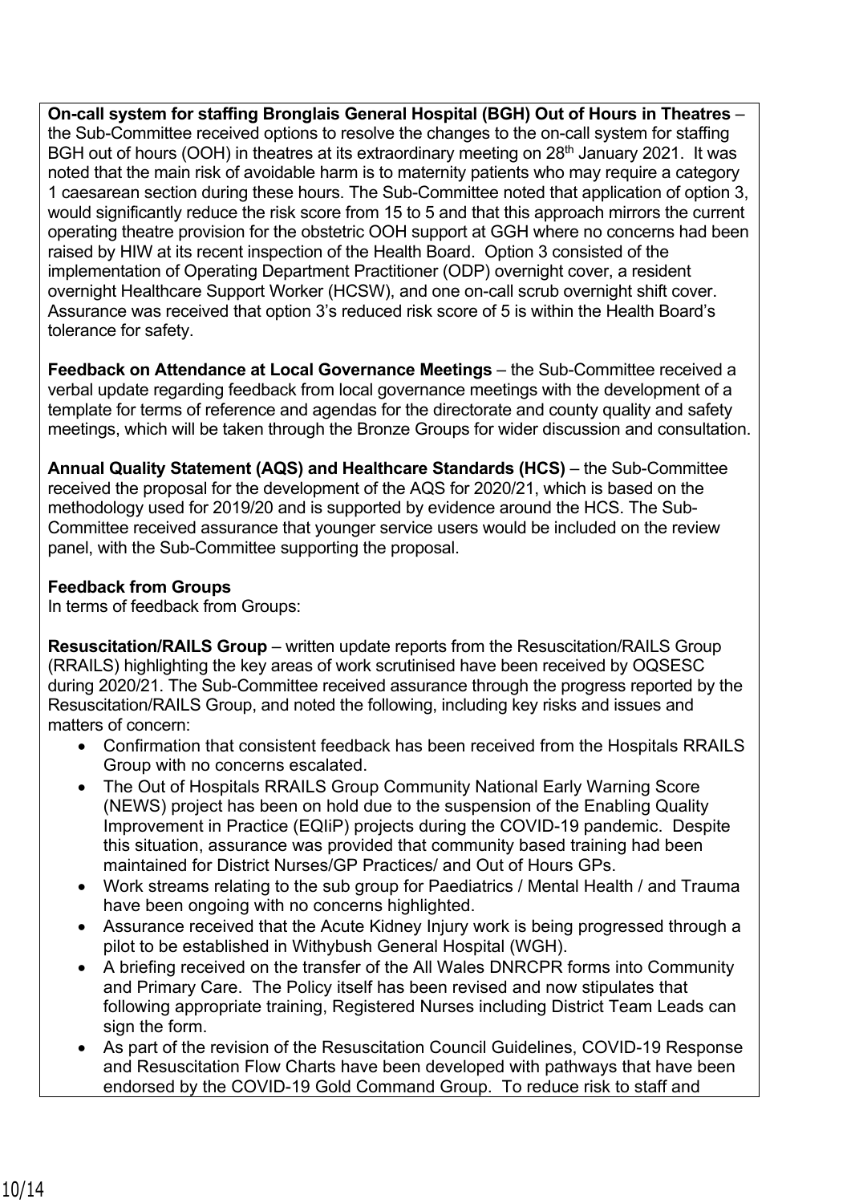**On-call system for staffing Bronglais General Hospital (BGH) Out of Hours in Theatres** – the Sub-Committee received options to resolve the changes to the on-call system for staffing BGH out of hours (OOH) in theatres at its extraordinary meeting on 28th January 2021. It was noted that the main risk of avoidable harm is to maternity patients who may require a category 1 caesarean section during these hours. The Sub-Committee noted that application of option 3, would significantly reduce the risk score from 15 to 5 and that this approach mirrors the current operating theatre provision for the obstetric OOH support at GGH where no concerns had been raised by HIW at its recent inspection of the Health Board. Option 3 consisted of the implementation of Operating Department Practitioner (ODP) overnight cover, a resident overnight Healthcare Support Worker (HCSW), and one on-call scrub overnight shift cover. Assurance was received that option 3's reduced risk score of 5 is within the Health Board's tolerance for safety.

**Feedback on Attendance at Local Governance Meetings** – the Sub-Committee received a verbal update regarding feedback from local governance meetings with the development of a template for terms of reference and agendas for the directorate and county quality and safety meetings, which will be taken through the Bronze Groups for wider discussion and consultation.

**Annual Quality Statement (AQS) and Healthcare Standards (HCS)** – the Sub-Committee received the proposal for the development of the AQS for 2020/21, which is based on the methodology used for 2019/20 and is supported by evidence around the HCS. The Sub-Committee received assurance that younger service users would be included on the review panel, with the Sub-Committee supporting the proposal.

**Feedback from Groups**

In terms of feedback from Groups:

**Resuscitation/RAILS Group** – written update reports from the Resuscitation/RAILS Group (RRAILS) highlighting the key areas of work scrutinised have been received by OQSESC during 2020/21. The Sub-Committee received assurance through the progress reported by the Resuscitation/RAILS Group, and noted the following, including key risks and issues and matters of concern:

- Confirmation that consistent feedback has been received from the Hospitals RRAILS Group with no concerns escalated.
- The Out of Hospitals RRAILS Group Community National Early Warning Score (NEWS) project has been on hold due to the suspension of the Enabling Quality Improvement in Practice (EQIiP) projects during the COVID-19 pandemic. Despite this situation, assurance was provided that community based training had been maintained for District Nurses/GP Practices/ and Out of Hours GPs.
- Work streams relating to the sub group for Paediatrics / Mental Health / and Trauma have been ongoing with no concerns highlighted.
- Assurance received that the Acute Kidney Injury work is being progressed through a pilot to be established in Withybush General Hospital (WGH).
- A briefing received on the transfer of the All Wales DNRCPR forms into Community and Primary Care. The Policy itself has been revised and now stipulates that following appropriate training, Registered Nurses including District Team Leads can sign the form.
- As part of the revision of the Resuscitation Council Guidelines, COVID-19 Response and Resuscitation Flow Charts have been developed with pathways that have been endorsed by the COVID-19 Gold Command Group. To reduce risk to staff and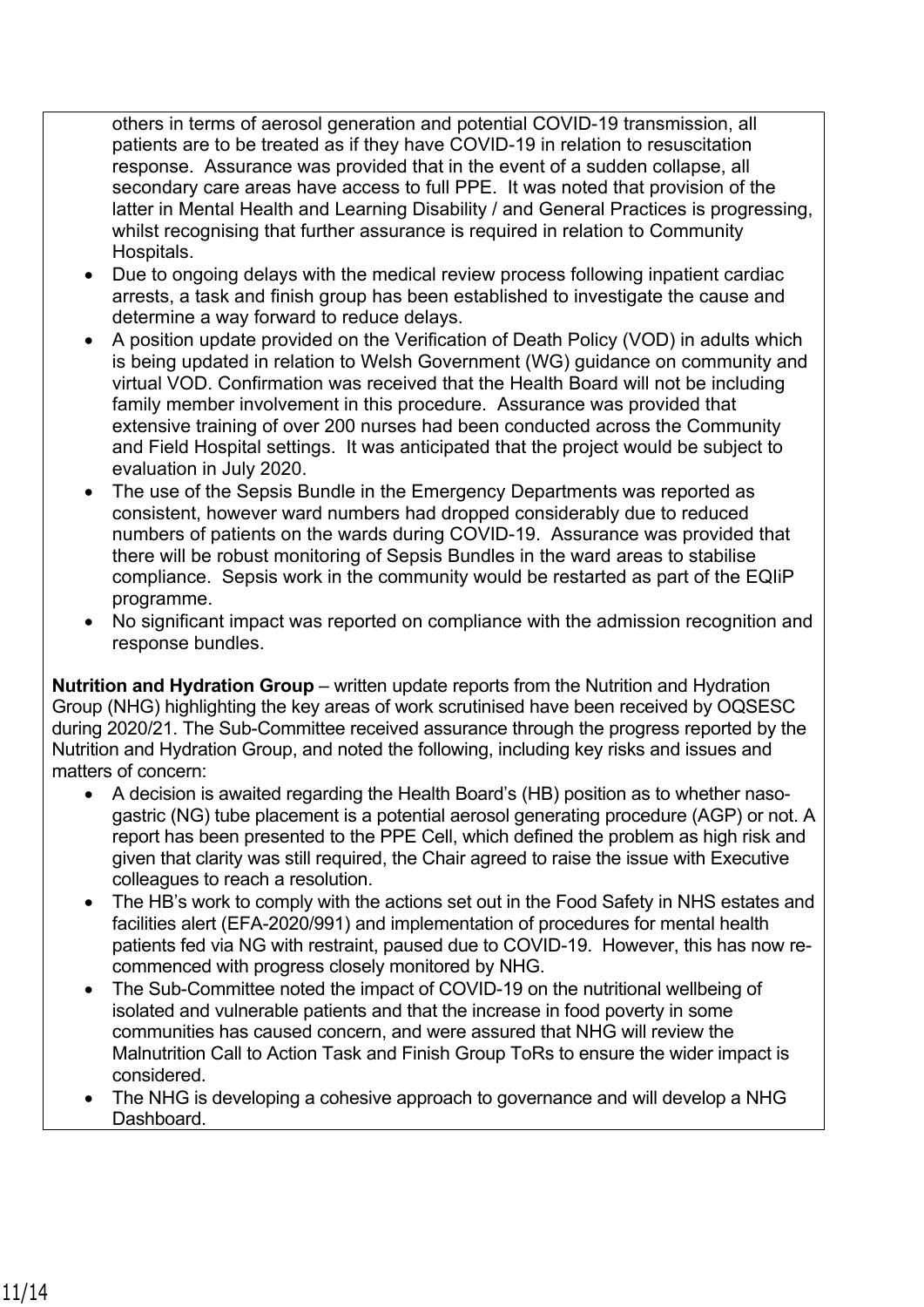others in terms of aerosol generation and potential COVID-19 transmission, all patients are to be treated as if they have COVID-19 in relation to resuscitation response. Assurance was provided that in the event of a sudden collapse, all secondary care areas have access to full PPE. It was noted that provision of the latter in Mental Health and Learning Disability / and General Practices is progressing, whilst recognising that further assurance is required in relation to Community Hospitals.

- Due to ongoing delays with the medical review process following inpatient cardiac arrests, a task and finish group has been established to investigate the cause and determine a way forward to reduce delays.
- A position update provided on the Verification of Death Policy (VOD) in adults which is being updated in relation to Welsh Government (WG) guidance on community and virtual VOD. Confirmation was received that the Health Board will not be including family member involvement in this procedure. Assurance was provided that extensive training of over 200 nurses had been conducted across the Community and Field Hospital settings. It was anticipated that the project would be subject to evaluation in July 2020.
- The use of the Sepsis Bundle in the Emergency Departments was reported as consistent, however ward numbers had dropped considerably due to reduced numbers of patients on the wards during COVID-19. Assurance was provided that there will be robust monitoring of Sepsis Bundles in the ward areas to stabilise compliance. Sepsis work in the community would be restarted as part of the EQIiP programme.
- No significant impact was reported on compliance with the admission recognition and response bundles.

**Nutrition and Hydration Group** – written update reports from the Nutrition and Hydration Group (NHG) highlighting the key areas of work scrutinised have been received by OQSESC during 2020/21. The Sub-Committee received assurance through the progress reported by the Nutrition and Hydration Group, and noted the following, including key risks and issues and matters of concern:

- A decision is awaited regarding the Health Board's (HB) position as to whether naso-gastric (NG) tube placement is a potential aerosol generating procedure (AGP) or not. A report has been presented to the PPE Cell, which defined the problem as high risk and given that clarity was still required, the Chair agreed to raise the issue with Executive colleagues to reach a resolution.
- The HB's work to comply with the actions set out in the Food Safety in NHS estates and facilities alert (EFA-2020/991) and implementation of procedures for mental health patients fed via NG with restraint, paused due to COVID-19. However, this has now re-commenced with progress closely monitored by NHG.
- The Sub-Committee noted the impact of COVID-19 on the nutritional wellbeing of isolated and vulnerable patients and that the increase in food poverty in some communities has caused concern, and were assured that NHG will review the Malnutrition Call to Action Task and Finish Group ToRs to ensure the wider impact is considered.
- The NHG is developing a cohesive approach to governance and will develop a NHG Dashboard.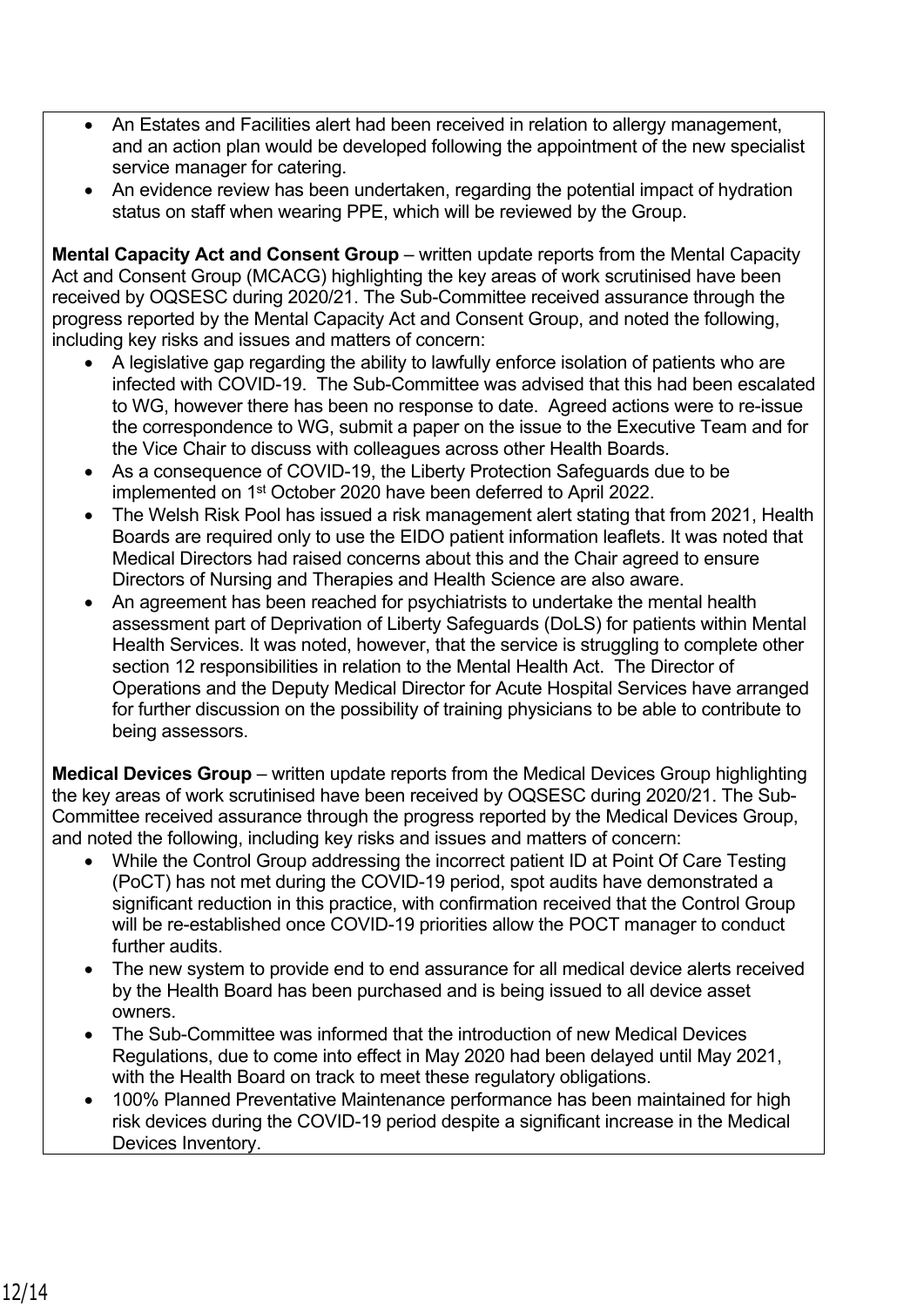- An Estates and Facilities alert had been received in relation to allergy management, and an action plan would be developed following the appointment of the new specialist service manager for catering.
- An evidence review has been undertaken, regarding the potential impact of hydration status on staff when wearing PPE, which will be reviewed by the Group.

**Mental Capacity Act and Consent Group** – written update reports from the Mental Capacity Act and Consent Group (MCACG) highlighting the key areas of work scrutinised have been received by OQSESC during 2020/21. The Sub-Committee received assurance through the progress reported by the Mental Capacity Act and Consent Group, and noted the following, including key risks and issues and matters of concern:

- A legislative gap regarding the ability to lawfully enforce isolation of patients who are infected with COVID-19. The Sub-Committee was advised that this had been escalated to WG, however there has been no response to date. Agreed actions were to re-issue the correspondence to WG, submit a paper on the issue to the Executive Team and for the Vice Chair to discuss with colleagues across other Health Boards.
- As a consequence of COVID-19, the Liberty Protection Safeguards due to be implemented on 1st October 2020 have been deferred to April 2022.
- The Welsh Risk Pool has issued a risk management alert stating that from 2021, Health Boards are required only to use the EIDO patient information leaflets. It was noted that Medical Directors had raised concerns about this and the Chair agreed to ensure Directors of Nursing and Therapies and Health Science are also aware.
- An agreement has been reached for psychiatrists to undertake the mental health assessment part of Deprivation of Liberty Safeguards (DoLS) for patients within Mental Health Services. It was noted, however, that the service is struggling to complete other section 12 responsibilities in relation to the Mental Health Act. The Director of Operations and the Deputy Medical Director for Acute Hospital Services have arranged for further discussion on the possibility of training physicians to be able to contribute to being assessors.

**Medical Devices Group** – written update reports from the Medical Devices Group highlighting the key areas of work scrutinised have been received by OQSESC during 2020/21. The Sub-Committee received assurance through the progress reported by the Medical Devices Group, and noted the following, including key risks and issues and matters of concern:

- While the Control Group addressing the incorrect patient ID at Point Of Care Testing (PoCT) has not met during the COVID-19 period, spot audits have demonstrated a significant reduction in this practice, with confirmation received that the Control Group will be re-established once COVID-19 priorities allow the POCT manager to conduct further audits.
- The new system to provide end to end assurance for all medical device alerts received by the Health Board has been purchased and is being issued to all device asset owners.
- The Sub-Committee was informed that the introduction of new Medical Devices Regulations, due to come into effect in May 2020 had been delayed until May 2021, with the Health Board on track to meet these regulatory obligations.
- 100% Planned Preventative Maintenance performance has been maintained for high risk devices during the COVID-19 period despite a significant increase in the Medical Devices Inventory.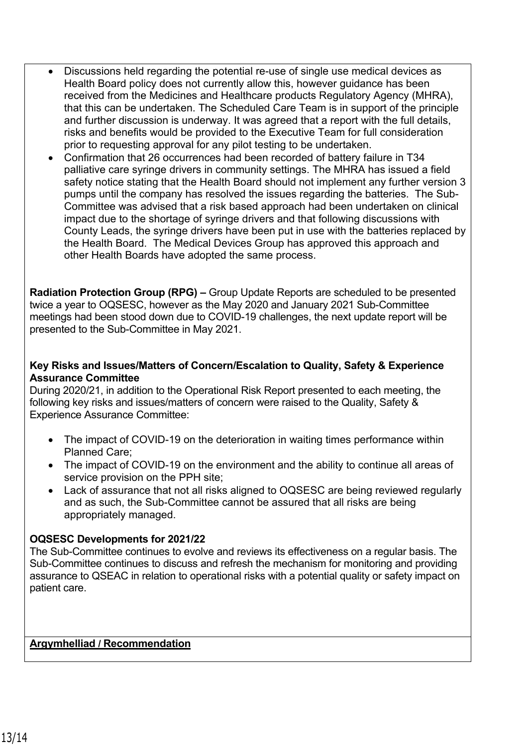- Discussions held regarding the potential re-use of single use medical devices as Health Board policy does not currently allow this, however guidance has been received from the Medicines and Healthcare products Regulatory Agency (MHRA), that this can be undertaken. The Scheduled Care Team is in support of the principle and further discussion is underway. It was agreed that a report with the full details, risks and benefits would be provided to the Executive Team for full consideration prior to requesting approval for any pilot testing to be undertaken.
- Confirmation that 26 occurrences had been recorded of battery failure in T34 palliative care syringe drivers in community settings. The MHRA has issued a field safety notice stating that the Health Board should not implement any further version 3 pumps until the company has resolved the issues regarding the batteries. The Sub-Committee was advised that a risk based approach had been undertaken on clinical impact due to the shortage of syringe drivers and that following discussions with County Leads, the syringe drivers have been put in use with the batteries replaced by the Health Board. The Medical Devices Group has approved this approach and other Health Boards have adopted the same process.

**Radiation Protection Group (RPG) –** Group Update Reports are scheduled to be presented twice a year to OQSESC, however as the May 2020 and January 2021 Sub-Committee meetings had been stood down due to COVID-19 challenges, the next update report will be presented to the Sub-Committee in May 2021.

**Key Risks and Issues/Matters of Concern/Escalation to Quality, Safety & Experience Assurance Committee**

During 2020/21, in addition to the Operational Risk Report presented to each meeting, the following key risks and issues/matters of concern were raised to the Quality, Safety & Experience Assurance Committee:

- The impact of COVID-19 on the deterioration in waiting times performance within Planned Care;
- The impact of COVID-19 on the environment and the ability to continue all areas of service provision on the PPH site;
- Lack of assurance that not all risks aligned to OQSESC are being reviewed regularly and as such, the Sub-Committee cannot be assured that all risks are being appropriately managed.

**OQSESC Developments for 2021/22**

The Sub-Committee continues to evolve and reviews its effectiveness on a regular basis. The Sub-Committee continues to discuss and refresh the mechanism for monitoring and providing assurance to QSEAC in relation to operational risks with a potential quality or safety impact on patient care.

**Argymhelliad / Recommendation**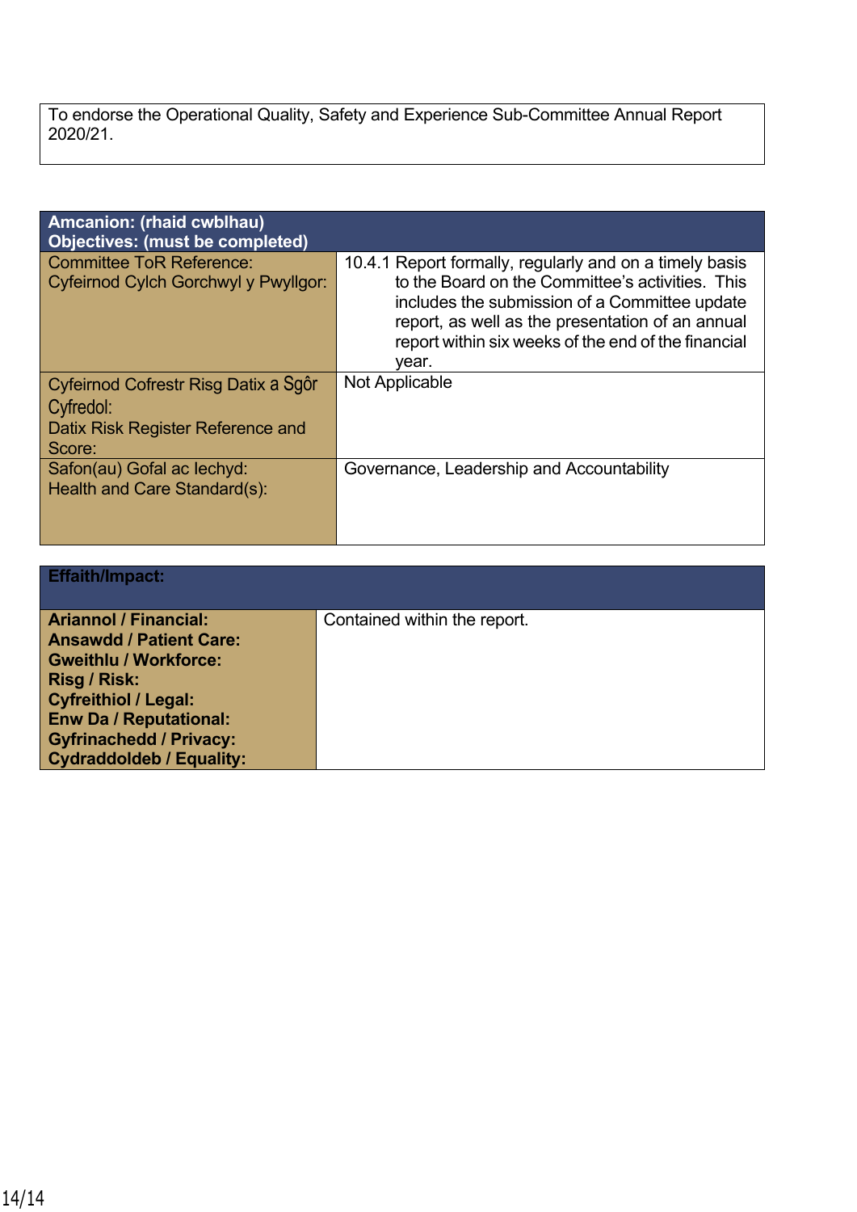| |
|---|
| To endorse the Operational Quality, Safety and Experience Sub-Committee Annual Report 2020/21. |

| **Amcanion: (rhaid cwblhau)**<br>**Objectives: (must be completed)** | |
|---|---|
| Committee ToR Reference:<br>Cyfeirnod Cylch Gorchwyl y Pwyllgor: | 10.4.1 Report formally, regularly and on a timely basis to the Board on the Committee's activities. This includes the submission of a Committee update report, as well as the presentation of an annual report within six weeks of the end of the financial year. |
| Cyfeirnod Cofrestr Risg Datix a Sgôr Cyfredol:<br>Datix Risk Register Reference and Score: | Not Applicable |
| Safon(au) Gofal ac Iechyd:<br>Health and Care Standard(s): | Governance, Leadership and Accountability |

| **Effaith/Impact:** | |
|---|---|
| **Ariannol / Financial:**<br>**Ansawdd / Patient Care:**<br>**Gweithlu / Workforce:**<br>**Risg / Risk:**<br>**Cyfreithiol / Legal:**<br>**Enw Da / Reputational:**<br>**Gyfrinachedd / Privacy:**<br>**Cydraddoldeb / Equality:** | Contained within the report. |